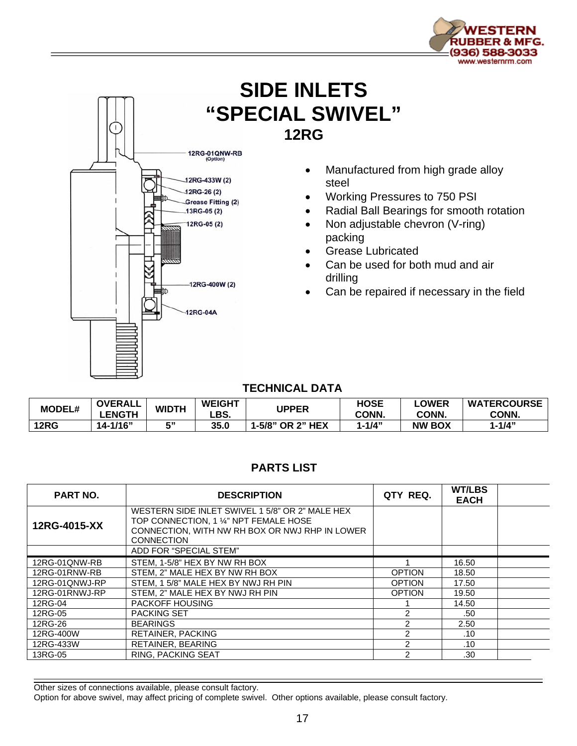# SIDE INLETS "SPECIAL SWIVEL"

## 12RG

- Manufactured from high grade alloy steel
- Working Pressures to 750 PSI
- Radial Ball Bearings for smooth rotation
- Non adjustable chevron (V-ring) packing
- Grease Lubricated
- Can be used for both mud and air drilling
- Can be repaired if necessary in the field

### TECHNICAL DATA

| MODEL# | OVERALL LENGTH | WIDTH | WEIGHT LBS. | UPPER | HOSE CONN. | LOWER CONN. | WATERCOURSE CONN. |
|---|---|---|---|---|---|---|---|
| 12RG | 14-1/16" | 5" | 35.0 | 1-5/8" OR 2" HEX | 1-1/4" | NW BOX | 1-1/4" |

### PARTS LIST

| PART NO. | DESCRIPTION | QTY REQ. | WT/LBS EACH | |
|---|---|---|---|---|
| 12RG-4015-XX | WESTERN SIDE INLET SWIVEL 1 5/8" OR 2" MALE HEX TOP CONNECTION, 1 ¼" NPT FEMALE HOSE CONNECTION, WITH NW RH BOX OR NWJ RHP IN LOWER CONNECTION | | | |
| | ADD FOR "SPECIAL STEM" | | | |
| 12RG-01QNW-RB | STEM, 1-5/8" HEX BY NW RH BOX | 1 | 16.50 | |
| 12RG-01RNW-RB | STEM, 2" MALE HEX BY NW RH BOX | OPTION | 18.50 | |
| 12RG-01QNWJ-RP | STEM, 1 5/8" MALE HEX BY NWJ RH PIN | OPTION | 17.50 | |
| 12RG-01RNWJ-RP | STEM, 2" MALE HEX BY NWJ RH PIN | OPTION | 19.50 | |
| 12RG-04 | PACKOFF HOUSING | 1 | 14.50 | |
| 12RG-05 | PACKING SET | 2 | .50 | |
| 12RG-26 | BEARINGS | 2 | 2.50 | |
| 12RG-400W | RETAINER, PACKING | 2 | .10 | |
| 12RG-433W | RETAINER, BEARING | 2 | .10 | |
| 13RG-05 | RING, PACKING SEAT | 2 | .30 | |

Other sizes of connections available, please consult factory.
Option for above swivel, may affect pricing of complete swivel. Other options available, please consult factory.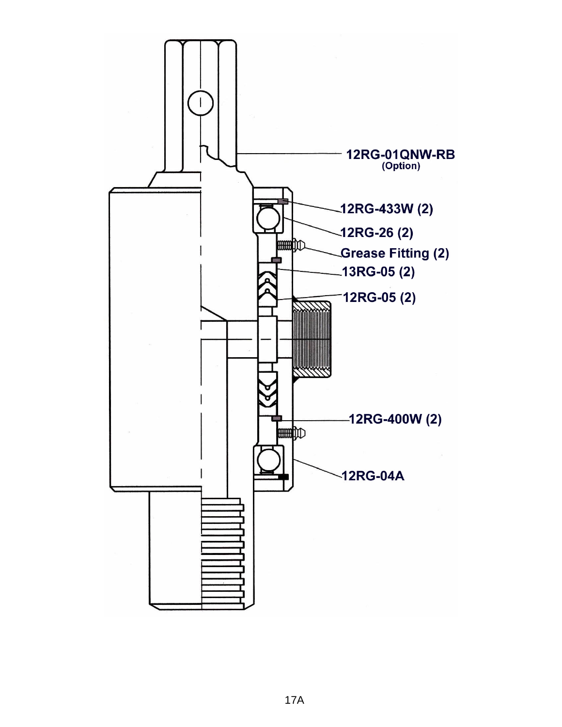12RG-01QNW-RB
(Option)

12RG-433W (2)

12RG-26 (2)

Grease Fitting (2)

13RG-05 (2)

12RG-05 (2)

12RG-400W (2)

12RG-04A